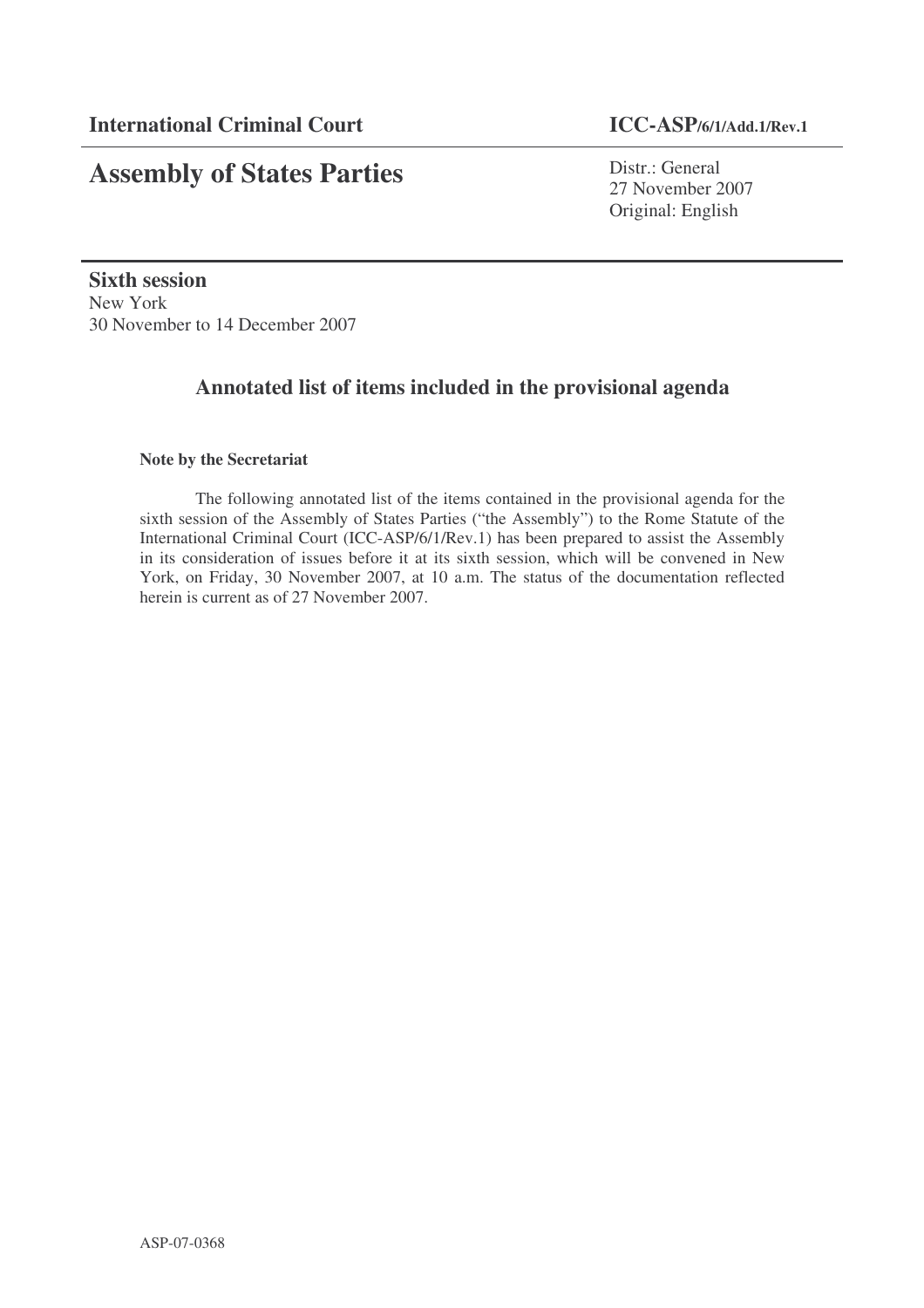**International Criminal Court** **ICC-ASP/6/1/Add.1/Rev.1**

# Assembly of States Parties

Distr.: General
27 November 2007
Original: English

**Sixth session**
New York
30 November to 14 December 2007

## Annotated list of items included in the provisional agenda

**Note by the Secretariat**

The following annotated list of the items contained in the provisional agenda for the sixth session of the Assembly of States Parties ("the Assembly") to the Rome Statute of the International Criminal Court (ICC-ASP/6/1/Rev.1) has been prepared to assist the Assembly in its consideration of issues before it at its sixth session, which will be convened in New York, on Friday, 30 November 2007, at 10 a.m. The status of the documentation reflected herein is current as of 27 November 2007.

ASP-07-0368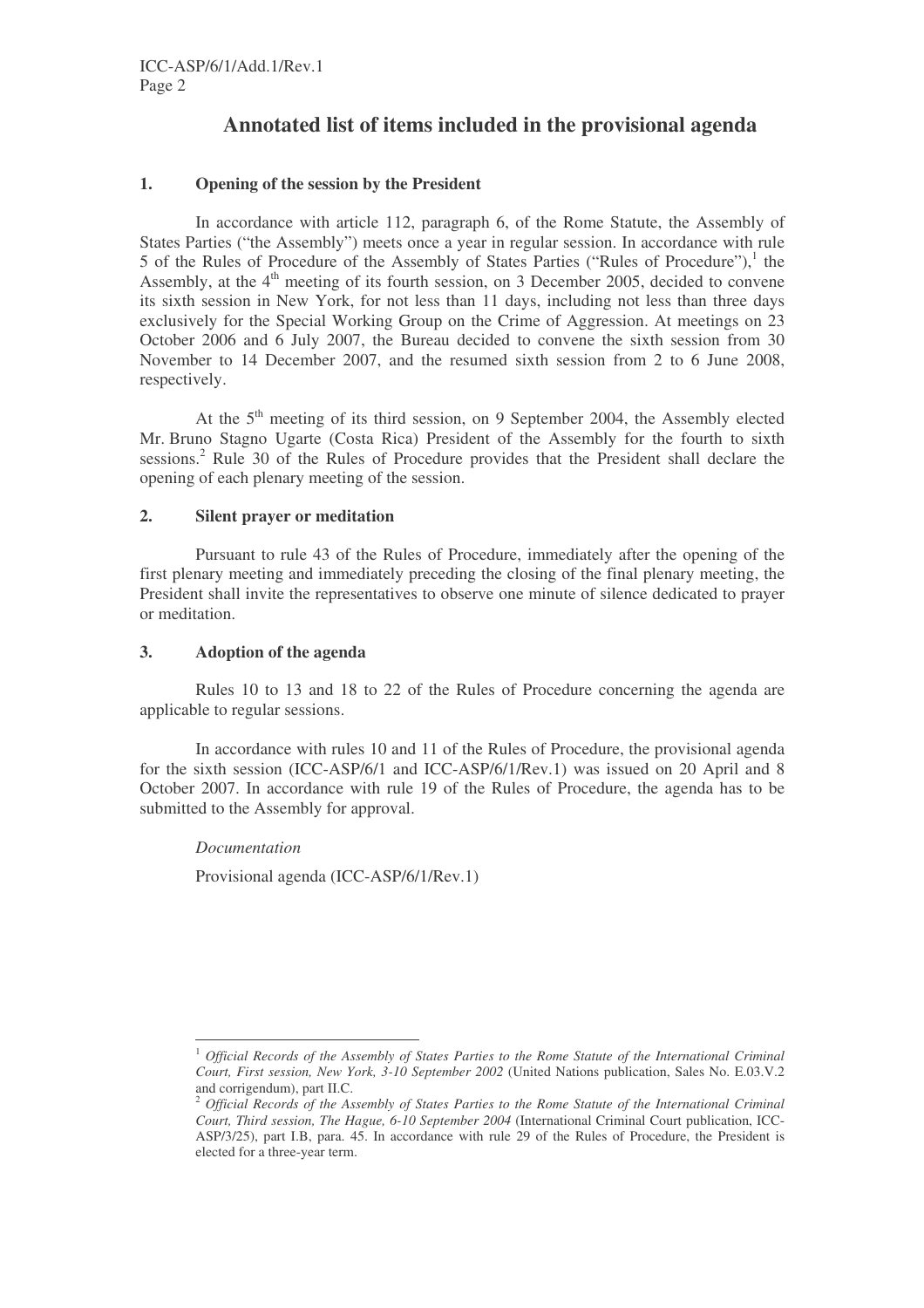# Annotated list of items included in the provisional agenda

## 1. Opening of the session by the President

In accordance with article 112, paragraph 6, of the Rome Statute, the Assembly of States Parties ("the Assembly") meets once a year in regular session. In accordance with rule 5 of the Rules of Procedure of the Assembly of States Parties ("Rules of Procedure"),[1] the Assembly, at the 4th meeting of its fourth session, on 3 December 2005, decided to convene its sixth session in New York, for not less than 11 days, including not less than three days exclusively for the Special Working Group on the Crime of Aggression. At meetings on 23 October 2006 and 6 July 2007, the Bureau decided to convene the sixth session from 30 November to 14 December 2007, and the resumed sixth session from 2 to 6 June 2008, respectively.

At the 5th meeting of its third session, on 9 September 2004, the Assembly elected Mr. Bruno Stagno Ugarte (Costa Rica) President of the Assembly for the fourth to sixth sessions.[2] Rule 30 of the Rules of Procedure provides that the President shall declare the opening of each plenary meeting of the session.

## 2. Silent prayer or meditation

Pursuant to rule 43 of the Rules of Procedure, immediately after the opening of the first plenary meeting and immediately preceding the closing of the final plenary meeting, the President shall invite the representatives to observe one minute of silence dedicated to prayer or meditation.

## 3. Adoption of the agenda

Rules 10 to 13 and 18 to 22 of the Rules of Procedure concerning the agenda are applicable to regular sessions.

In accordance with rules 10 and 11 of the Rules of Procedure, the provisional agenda for the sixth session (ICC-ASP/6/1 and ICC-ASP/6/1/Rev.1) was issued on 20 April and 8 October 2007. In accordance with rule 19 of the Rules of Procedure, the agenda has to be submitted to the Assembly for approval.

*Documentation*

Provisional agenda (ICC-ASP/6/1/Rev.1)

---

[1] *Official Records of the Assembly of States Parties to the Rome Statute of the International Criminal Court, First session, New York, 3-10 September 2002* (United Nations publication, Sales No. E.03.V.2 and corrigendum), part II.C.

[2] *Official Records of the Assembly of States Parties to the Rome Statute of the International Criminal Court, Third session, The Hague, 6-10 September 2004* (International Criminal Court publication, ICC-ASP/3/25), part I.B, para. 45. In accordance with rule 29 of the Rules of Procedure, the President is elected for a three-year term.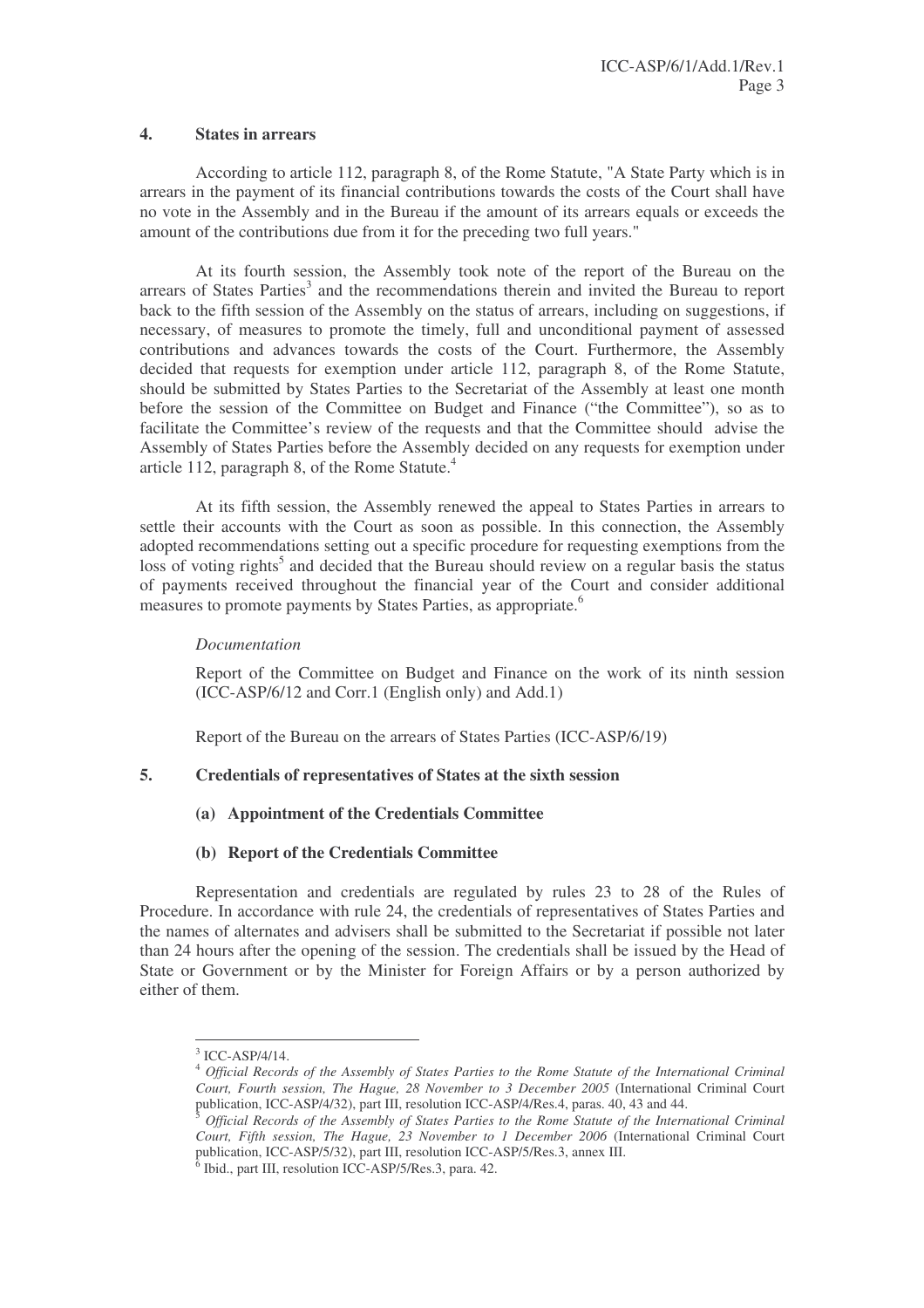## 4. States in arrears

According to article 112, paragraph 8, of the Rome Statute, "A State Party which is in arrears in the payment of its financial contributions towards the costs of the Court shall have no vote in the Assembly and in the Bureau if the amount of its arrears equals or exceeds the amount of the contributions due from it for the preceding two full years."

At its fourth session, the Assembly took note of the report of the Bureau on the arrears of States Parties[3] and the recommendations therein and invited the Bureau to report back to the fifth session of the Assembly on the status of arrears, including on suggestions, if necessary, of measures to promote the timely, full and unconditional payment of assessed contributions and advances towards the costs of the Court. Furthermore, the Assembly decided that requests for exemption under article 112, paragraph 8, of the Rome Statute, should be submitted by States Parties to the Secretariat of the Assembly at least one month before the session of the Committee on Budget and Finance ("the Committee"), so as to facilitate the Committee's review of the requests and that the Committee should advise the Assembly of States Parties before the Assembly decided on any requests for exemption under article 112, paragraph 8, of the Rome Statute.[4]

At its fifth session, the Assembly renewed the appeal to States Parties in arrears to settle their accounts with the Court as soon as possible. In this connection, the Assembly adopted recommendations setting out a specific procedure for requesting exemptions from the loss of voting rights[5] and decided that the Bureau should review on a regular basis the status of payments received throughout the financial year of the Court and consider additional measures to promote payments by States Parties, as appropriate.[6]

*Documentation*

Report of the Committee on Budget and Finance on the work of its ninth session (ICC-ASP/6/12 and Corr.1 (English only) and Add.1)

Report of the Bureau on the arrears of States Parties (ICC-ASP/6/19)

## 5. Credentials of representatives of States at the sixth session

### (a) Appointment of the Credentials Committee

### (b) Report of the Credentials Committee

Representation and credentials are regulated by rules 23 to 28 of the Rules of Procedure. In accordance with rule 24, the credentials of representatives of States Parties and the names of alternates and advisers shall be submitted to the Secretariat if possible not later than 24 hours after the opening of the session. The credentials shall be issued by the Head of State or Government or by the Minister for Foreign Affairs or by a person authorized by either of them.

---

[3] ICC-ASP/4/14.

[4] *Official Records of the Assembly of States Parties to the Rome Statute of the International Criminal Court, Fourth session, The Hague, 28 November to 3 December 2005* (International Criminal Court publication, ICC-ASP/4/32), part III, resolution ICC-ASP/4/Res.4, paras. 40, 43 and 44.

[5] *Official Records of the Assembly of States Parties to the Rome Statute of the International Criminal Court, Fifth session, The Hague, 23 November to 1 December 2006* (International Criminal Court publication, ICC-ASP/5/32), part III, resolution ICC-ASP/5/Res.3, annex III.

[6] Ibid., part III, resolution ICC-ASP/5/Res.3, para. 42.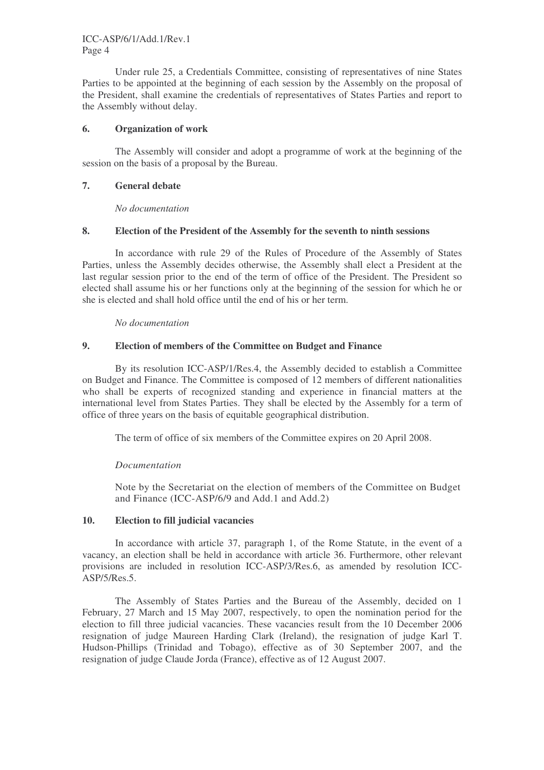Under rule 25, a Credentials Committee, consisting of representatives of nine States Parties to be appointed at the beginning of each session by the Assembly on the proposal of the President, shall examine the credentials of representatives of States Parties and report to the Assembly without delay.

### 6. Organization of work

The Assembly will consider and adopt a programme of work at the beginning of the session on the basis of a proposal by the Bureau.

### 7. General debate

*No documentation*

### 8. Election of the President of the Assembly for the seventh to ninth sessions

In accordance with rule 29 of the Rules of Procedure of the Assembly of States Parties, unless the Assembly decides otherwise, the Assembly shall elect a President at the last regular session prior to the end of the term of office of the President. The President so elected shall assume his or her functions only at the beginning of the session for which he or she is elected and shall hold office until the end of his or her term.

*No documentation*

### 9. Election of members of the Committee on Budget and Finance

By its resolution ICC-ASP/1/Res.4, the Assembly decided to establish a Committee on Budget and Finance. The Committee is composed of 12 members of different nationalities who shall be experts of recognized standing and experience in financial matters at the international level from States Parties. They shall be elected by the Assembly for a term of office of three years on the basis of equitable geographical distribution.

The term of office of six members of the Committee expires on 20 April 2008.

*Documentation*

Note by the Secretariat on the election of members of the Committee on Budget and Finance (ICC-ASP/6/9 and Add.1 and Add.2)

### 10. Election to fill judicial vacancies

In accordance with article 37, paragraph 1, of the Rome Statute, in the event of a vacancy, an election shall be held in accordance with article 36. Furthermore, other relevant provisions are included in resolution ICC-ASP/3/Res.6, as amended by resolution ICC-ASP/5/Res.5.

The Assembly of States Parties and the Bureau of the Assembly, decided on 1 February, 27 March and 15 May 2007, respectively, to open the nomination period for the election to fill three judicial vacancies. These vacancies result from the 10 December 2006 resignation of judge Maureen Harding Clark (Ireland), the resignation of judge Karl T. Hudson-Phillips (Trinidad and Tobago), effective as of 30 September 2007, and the resignation of judge Claude Jorda (France), effective as of 12 August 2007.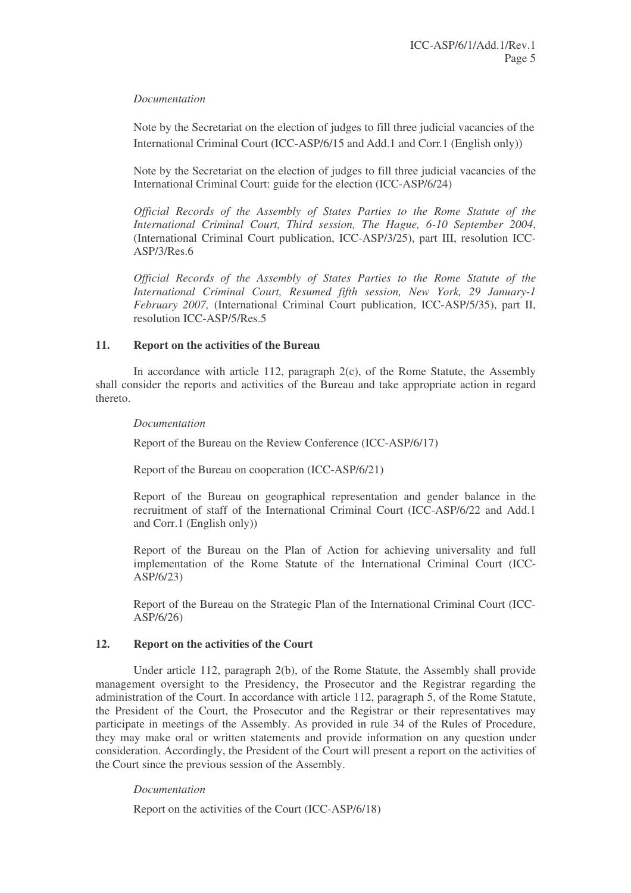*Documentation*

Note by the Secretariat on the election of judges to fill three judicial vacancies of the International Criminal Court (ICC-ASP/6/15 and Add.1 and Corr.1 (English only))

Note by the Secretariat on the election of judges to fill three judicial vacancies of the International Criminal Court: guide for the election (ICC-ASP/6/24)

*Official Records of the Assembly of States Parties to the Rome Statute of the International Criminal Court, Third session, The Hague, 6-10 September 2004*, (International Criminal Court publication, ICC-ASP/3/25), part III, resolution ICC-ASP/3/Res.6

*Official Records of the Assembly of States Parties to the Rome Statute of the International Criminal Court, Resumed fifth session, New York, 29 January-1 February 2007,* (International Criminal Court publication, ICC-ASP/5/35), part II, resolution ICC-ASP/5/Res.5

## 11. Report on the activities of the Bureau

In accordance with article 112, paragraph 2(c), of the Rome Statute, the Assembly shall consider the reports and activities of the Bureau and take appropriate action in regard thereto.

*Documentation*

Report of the Bureau on the Review Conference (ICC-ASP/6/17)

Report of the Bureau on cooperation (ICC-ASP/6/21)

Report of the Bureau on geographical representation and gender balance in the recruitment of staff of the International Criminal Court (ICC-ASP/6/22 and Add.1 and Corr.1 (English only))

Report of the Bureau on the Plan of Action for achieving universality and full implementation of the Rome Statute of the International Criminal Court (ICC-ASP/6/23)

Report of the Bureau on the Strategic Plan of the International Criminal Court (ICC-ASP/6/26)

## 12. Report on the activities of the Court

Under article 112, paragraph 2(b), of the Rome Statute, the Assembly shall provide management oversight to the Presidency, the Prosecutor and the Registrar regarding the administration of the Court. In accordance with article 112, paragraph 5, of the Rome Statute, the President of the Court, the Prosecutor and the Registrar or their representatives may participate in meetings of the Assembly. As provided in rule 34 of the Rules of Procedure, they may make oral or written statements and provide information on any question under consideration. Accordingly, the President of the Court will present a report on the activities of the Court since the previous session of the Assembly.

*Documentation*

Report on the activities of the Court (ICC-ASP/6/18)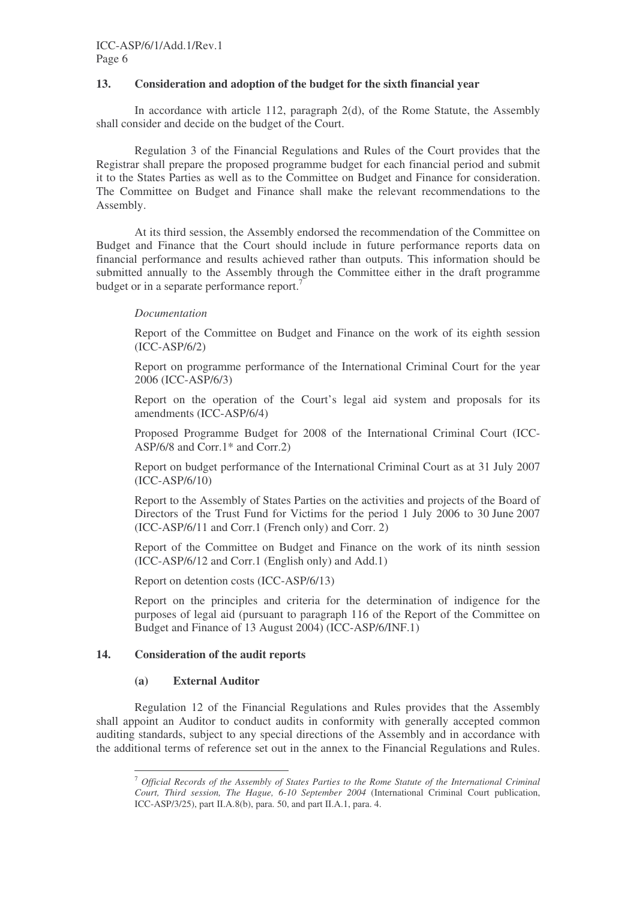## 13. Consideration and adoption of the budget for the sixth financial year

In accordance with article 112, paragraph 2(d), of the Rome Statute, the Assembly shall consider and decide on the budget of the Court.

Regulation 3 of the Financial Regulations and Rules of the Court provides that the Registrar shall prepare the proposed programme budget for each financial period and submit it to the States Parties as well as to the Committee on Budget and Finance for consideration. The Committee on Budget and Finance shall make the relevant recommendations to the Assembly.

At its third session, the Assembly endorsed the recommendation of the Committee on Budget and Finance that the Court should include in future performance reports data on financial performance and results achieved rather than outputs. This information should be submitted annually to the Assembly through the Committee either in the draft programme budget or in a separate performance report.[7]

*Documentation*

Report of the Committee on Budget and Finance on the work of its eighth session (ICC-ASP/6/2)

Report on programme performance of the International Criminal Court for the year 2006 (ICC-ASP/6/3)

Report on the operation of the Court's legal aid system and proposals for its amendments (ICC-ASP/6/4)

Proposed Programme Budget for 2008 of the International Criminal Court (ICC-ASP/6/8 and Corr.1* and Corr.2)

Report on budget performance of the International Criminal Court as at 31 July 2007 (ICC-ASP/6/10)

Report to the Assembly of States Parties on the activities and projects of the Board of Directors of the Trust Fund for Victims for the period 1 July 2006 to 30 June 2007 (ICC-ASP/6/11 and Corr.1 (French only) and Corr. 2)

Report of the Committee on Budget and Finance on the work of its ninth session (ICC-ASP/6/12 and Corr.1 (English only) and Add.1)

Report on detention costs (ICC-ASP/6/13)

Report on the principles and criteria for the determination of indigence for the purposes of legal aid (pursuant to paragraph 116 of the Report of the Committee on Budget and Finance of 13 August 2004) (ICC-ASP/6/INF.1)

## 14. Consideration of the audit reports

### (a) External Auditor

Regulation 12 of the Financial Regulations and Rules provides that the Assembly shall appoint an Auditor to conduct audits in conformity with generally accepted common auditing standards, subject to any special directions of the Assembly and in accordance with the additional terms of reference set out in the annex to the Financial Regulations and Rules.

---

[7] *Official Records of the Assembly of States Parties to the Rome Statute of the International Criminal Court, Third session, The Hague, 6-10 September 2004* (International Criminal Court publication, ICC-ASP/3/25), part II.A.8(b), para. 50, and part II.A.1, para. 4.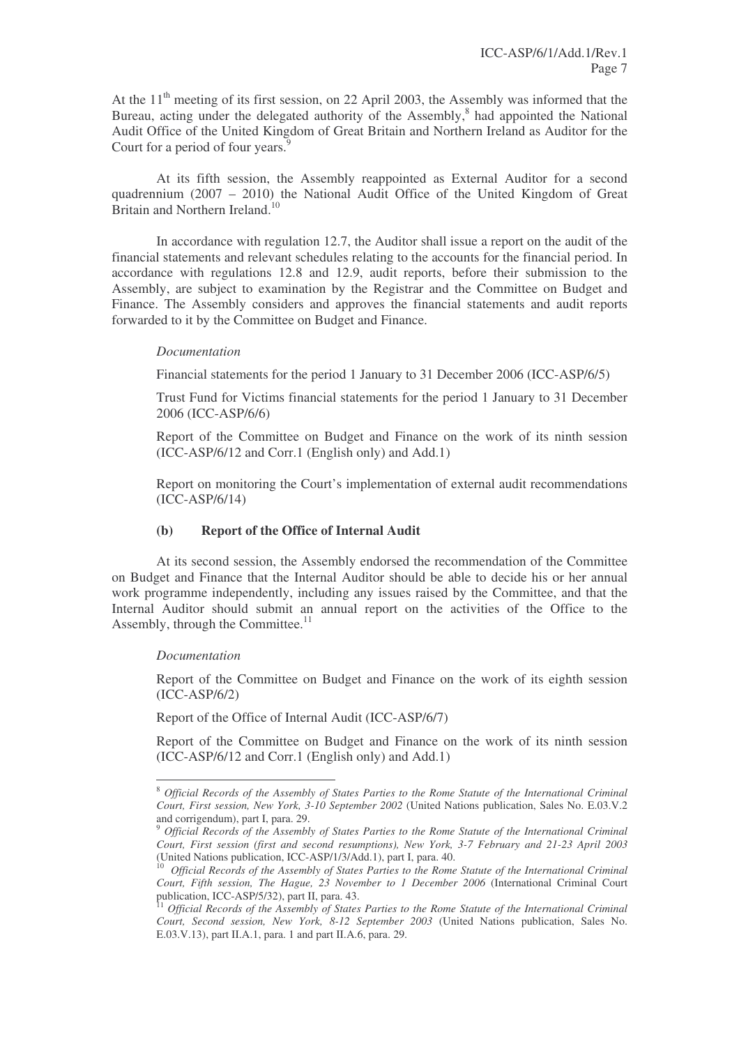At the 11th meeting of its first session, on 22 April 2003, the Assembly was informed that the Bureau, acting under the delegated authority of the Assembly,[8] had appointed the National Audit Office of the United Kingdom of Great Britain and Northern Ireland as Auditor for the Court for a period of four years.[9]

At its fifth session, the Assembly reappointed as External Auditor for a second quadrennium (2007 – 2010) the National Audit Office of the United Kingdom of Great Britain and Northern Ireland.[10]

In accordance with regulation 12.7, the Auditor shall issue a report on the audit of the financial statements and relevant schedules relating to the accounts for the financial period. In accordance with regulations 12.8 and 12.9, audit reports, before their submission to the Assembly, are subject to examination by the Registrar and the Committee on Budget and Finance. The Assembly considers and approves the financial statements and audit reports forwarded to it by the Committee on Budget and Finance.

*Documentation*

Financial statements for the period 1 January to 31 December 2006 (ICC-ASP/6/5)

Trust Fund for Victims financial statements for the period 1 January to 31 December 2006 (ICC-ASP/6/6)

Report of the Committee on Budget and Finance on the work of its ninth session (ICC-ASP/6/12 and Corr.1 (English only) and Add.1)

Report on monitoring the Court's implementation of external audit recommendations (ICC-ASP/6/14)

**(b) Report of the Office of Internal Audit**

At its second session, the Assembly endorsed the recommendation of the Committee on Budget and Finance that the Internal Auditor should be able to decide his or her annual work programme independently, including any issues raised by the Committee, and that the Internal Auditor should submit an annual report on the activities of the Office to the Assembly, through the Committee.[11]

*Documentation*

Report of the Committee on Budget and Finance on the work of its eighth session (ICC-ASP/6/2)

Report of the Office of Internal Audit (ICC-ASP/6/7)

Report of the Committee on Budget and Finance on the work of its ninth session (ICC-ASP/6/12 and Corr.1 (English only) and Add.1)

---

[8] *Official Records of the Assembly of States Parties to the Rome Statute of the International Criminal Court, First session, New York, 3-10 September 2002* (United Nations publication, Sales No. E.03.V.2 and corrigendum), part I, para. 29.

[9] *Official Records of the Assembly of States Parties to the Rome Statute of the International Criminal Court, First session (first and second resumptions), New York, 3-7 February and 21-23 April 2003* (United Nations publication, ICC-ASP/1/3/Add.1), part I, para. 40.

[10] *Official Records of the Assembly of States Parties to the Rome Statute of the International Criminal Court, Fifth session, The Hague, 23 November to 1 December 2006* (International Criminal Court publication, ICC-ASP/5/32), part II, para. 43.

[11] *Official Records of the Assembly of States Parties to the Rome Statute of the International Criminal Court, Second session, New York, 8-12 September 2003* (United Nations publication, Sales No. E.03.V.13), part II.A.1, para. 1 and part II.A.6, para. 29.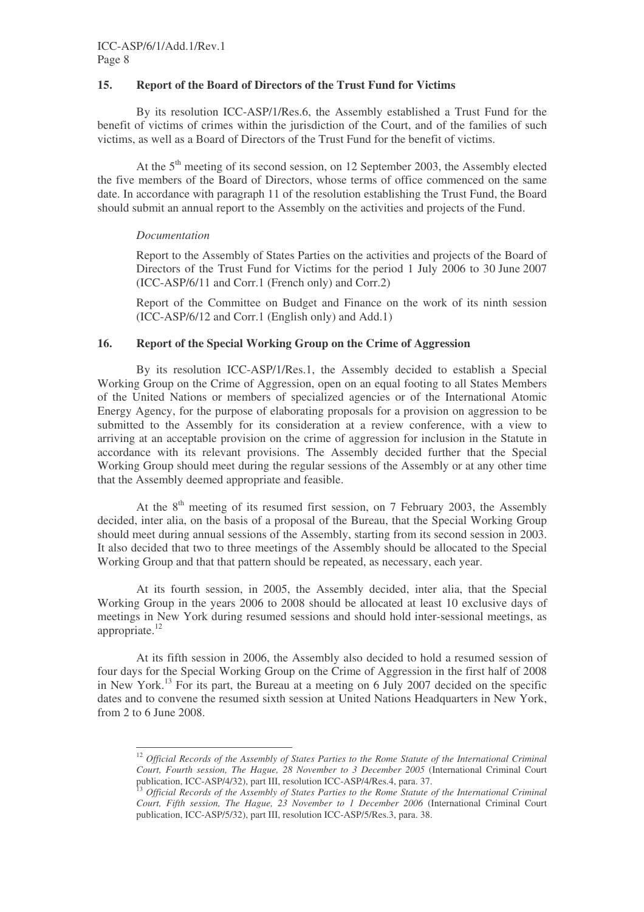## 15. Report of the Board of Directors of the Trust Fund for Victims

By its resolution ICC-ASP/1/Res.6, the Assembly established a Trust Fund for the benefit of victims of crimes within the jurisdiction of the Court, and of the families of such victims, as well as a Board of Directors of the Trust Fund for the benefit of victims.

At the 5th meeting of its second session, on 12 September 2003, the Assembly elected the five members of the Board of Directors, whose terms of office commenced on the same date. In accordance with paragraph 11 of the resolution establishing the Trust Fund, the Board should submit an annual report to the Assembly on the activities and projects of the Fund.

*Documentation*

Report to the Assembly of States Parties on the activities and projects of the Board of Directors of the Trust Fund for Victims for the period 1 July 2006 to 30 June 2007 (ICC-ASP/6/11 and Corr.1 (French only) and Corr.2)

Report of the Committee on Budget and Finance on the work of its ninth session (ICC-ASP/6/12 and Corr.1 (English only) and Add.1)

## 16. Report of the Special Working Group on the Crime of Aggression

By its resolution ICC-ASP/1/Res.1, the Assembly decided to establish a Special Working Group on the Crime of Aggression, open on an equal footing to all States Members of the United Nations or members of specialized agencies or of the International Atomic Energy Agency, for the purpose of elaborating proposals for a provision on aggression to be submitted to the Assembly for its consideration at a review conference, with a view to arriving at an acceptable provision on the crime of aggression for inclusion in the Statute in accordance with its relevant provisions. The Assembly decided further that the Special Working Group should meet during the regular sessions of the Assembly or at any other time that the Assembly deemed appropriate and feasible.

At the 8th meeting of its resumed first session, on 7 February 2003, the Assembly decided, inter alia, on the basis of a proposal of the Bureau, that the Special Working Group should meet during annual sessions of the Assembly, starting from its second session in 2003. It also decided that two to three meetings of the Assembly should be allocated to the Special Working Group and that that pattern should be repeated, as necessary, each year.

At its fourth session, in 2005, the Assembly decided, inter alia, that the Special Working Group in the years 2006 to 2008 should be allocated at least 10 exclusive days of meetings in New York during resumed sessions and should hold inter-sessional meetings, as appropriate.[12]

At its fifth session in 2006, the Assembly also decided to hold a resumed session of four days for the Special Working Group on the Crime of Aggression in the first half of 2008 in New York.[13] For its part, the Bureau at a meeting on 6 July 2007 decided on the specific dates and to convene the resumed sixth session at United Nations Headquarters in New York, from 2 to 6 June 2008.

---

[12] *Official Records of the Assembly of States Parties to the Rome Statute of the International Criminal Court, Fourth session, The Hague, 28 November to 3 December 2005* (International Criminal Court publication, ICC-ASP/4/32), part III, resolution ICC-ASP/4/Res.4, para. 37.

[13] *Official Records of the Assembly of States Parties to the Rome Statute of the International Criminal Court, Fifth session, The Hague, 23 November to 1 December 2006* (International Criminal Court publication, ICC-ASP/5/32), part III, resolution ICC-ASP/5/Res.3, para. 38.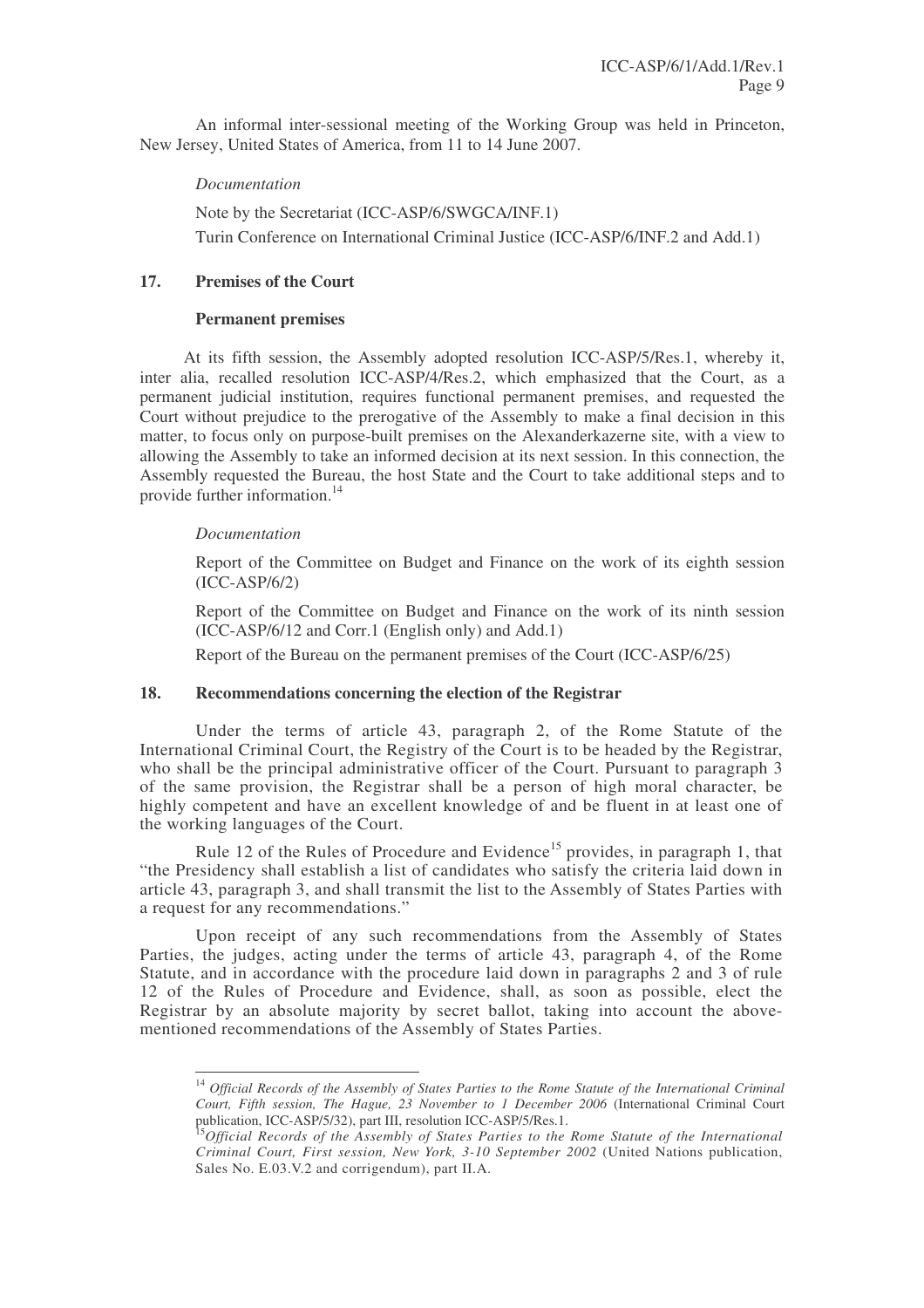An informal inter-sessional meeting of the Working Group was held in Princeton, New Jersey, United States of America, from 11 to 14 June 2007.

*Documentation*

Note by the Secretariat (ICC-ASP/6/SWGCA/INF.1)

Turin Conference on International Criminal Justice (ICC-ASP/6/INF.2 and Add.1)

## 17. Premises of the Court

### Permanent premises

At its fifth session, the Assembly adopted resolution ICC-ASP/5/Res.1, whereby it, inter alia, recalled resolution ICC-ASP/4/Res.2, which emphasized that the Court, as a permanent judicial institution, requires functional permanent premises, and requested the Court without prejudice to the prerogative of the Assembly to make a final decision in this matter, to focus only on purpose-built premises on the Alexanderkazerne site, with a view to allowing the Assembly to take an informed decision at its next session. In this connection, the Assembly requested the Bureau, the host State and the Court to take additional steps and to provide further information.[14]

*Documentation*

Report of the Committee on Budget and Finance on the work of its eighth session (ICC-ASP/6/2)

Report of the Committee on Budget and Finance on the work of its ninth session (ICC-ASP/6/12 and Corr.1 (English only) and Add.1)

Report of the Bureau on the permanent premises of the Court (ICC-ASP/6/25)

## 18. Recommendations concerning the election of the Registrar

Under the terms of article 43, paragraph 2, of the Rome Statute of the International Criminal Court, the Registry of the Court is to be headed by the Registrar, who shall be the principal administrative officer of the Court. Pursuant to paragraph 3 of the same provision, the Registrar shall be a person of high moral character, be highly competent and have an excellent knowledge of and be fluent in at least one of the working languages of the Court.

Rule 12 of the Rules of Procedure and Evidence[15] provides, in paragraph 1, that "the Presidency shall establish a list of candidates who satisfy the criteria laid down in article 43, paragraph 3, and shall transmit the list to the Assembly of States Parties with a request for any recommendations."

Upon receipt of any such recommendations from the Assembly of States Parties, the judges, acting under the terms of article 43, paragraph 4, of the Rome Statute, and in accordance with the procedure laid down in paragraphs 2 and 3 of rule 12 of the Rules of Procedure and Evidence, shall, as soon as possible, elect the Registrar by an absolute majority by secret ballot, taking into account the above-mentioned recommendations of the Assembly of States Parties.

---

[14] *Official Records of the Assembly of States Parties to the Rome Statute of the International Criminal Court, Fifth session, The Hague, 23 November to 1 December 2006* (International Criminal Court publication, ICC-ASP/5/32), part III, resolution ICC-ASP/5/Res.1.

[15] *Official Records of the Assembly of States Parties to the Rome Statute of the International Criminal Court, First session, New York, 3-10 September 2002* (United Nations publication, Sales No. E.03.V.2 and corrigendum), part II.A.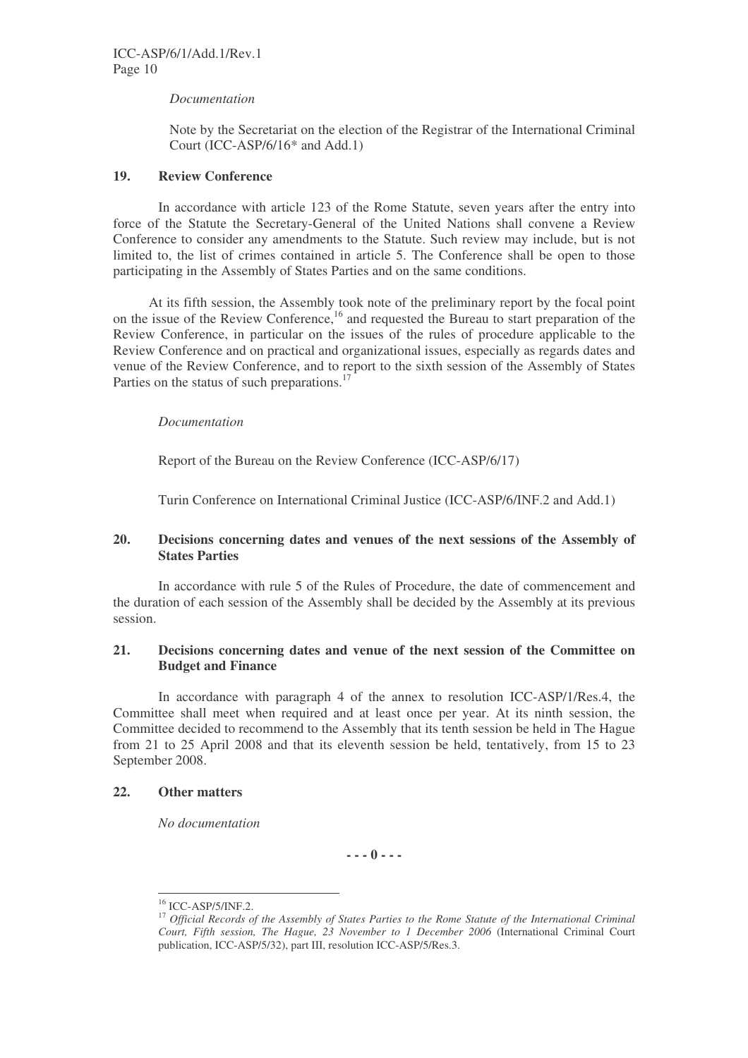*Documentation*

Note by the Secretariat on the election of the Registrar of the International Criminal Court (ICC-ASP/6/16* and Add.1)

## 19. Review Conference

In accordance with article 123 of the Rome Statute, seven years after the entry into force of the Statute the Secretary-General of the United Nations shall convene a Review Conference to consider any amendments to the Statute. Such review may include, but is not limited to, the list of crimes contained in article 5. The Conference shall be open to those participating in the Assembly of States Parties and on the same conditions.

At its fifth session, the Assembly took note of the preliminary report by the focal point on the issue of the Review Conference,[16] and requested the Bureau to start preparation of the Review Conference, in particular on the issues of the rules of procedure applicable to the Review Conference and on practical and organizational issues, especially as regards dates and venue of the Review Conference, and to report to the sixth session of the Assembly of States Parties on the status of such preparations.[17]

*Documentation*

Report of the Bureau on the Review Conference (ICC-ASP/6/17)

Turin Conference on International Criminal Justice (ICC-ASP/6/INF.2 and Add.1)

## 20. Decisions concerning dates and venues of the next sessions of the Assembly of States Parties

In accordance with rule 5 of the Rules of Procedure, the date of commencement and the duration of each session of the Assembly shall be decided by the Assembly at its previous session.

## 21. Decisions concerning dates and venue of the next session of the Committee on Budget and Finance

In accordance with paragraph 4 of the annex to resolution ICC-ASP/1/Res.4, the Committee shall meet when required and at least once per year. At its ninth session, the Committee decided to recommend to the Assembly that its tenth session be held in The Hague from 21 to 25 April 2008 and that its eleventh session be held, tentatively, from 15 to 23 September 2008.

## 22. Other matters

*No documentation*

**- - - 0 - - -**

---

[16] ICC-ASP/5/INF.2.

[17] *Official Records of the Assembly of States Parties to the Rome Statute of the International Criminal Court, Fifth session, The Hague, 23 November to 1 December 2006* (International Criminal Court publication, ICC-ASP/5/32), part III, resolution ICC-ASP/5/Res.3.